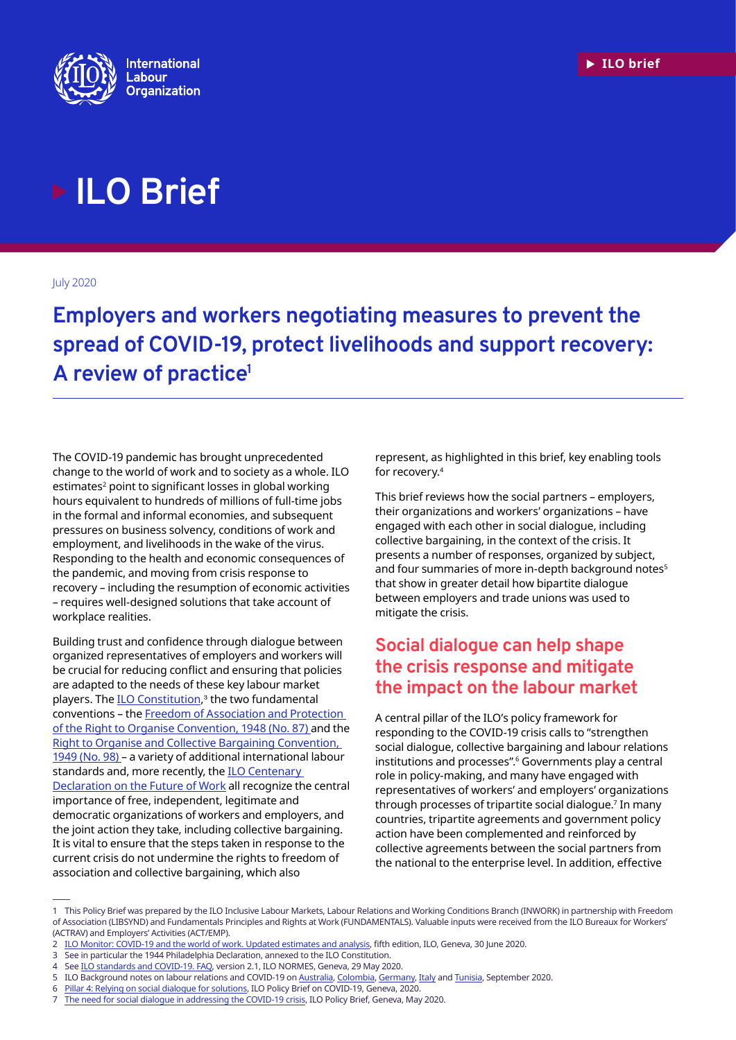# ILO Brief

July 2020

## Employers and workers negotiating measures to prevent the spread of COVID-19, protect livelihoods and support recovery: A review of practice[1]

The COVID-19 pandemic has brought unprecedented change to the world of work and to society as a whole. ILO estimates[2] point to significant losses in global working hours equivalent to hundreds of millions of full-time jobs in the formal and informal economies, and subsequent pressures on business solvency, conditions of work and employment, and livelihoods in the wake of the virus. Responding to the health and economic consequences of the pandemic, and moving from crisis response to recovery – including the resumption of economic activities – requires well-designed solutions that take account of workplace realities.

Building trust and confidence through dialogue between organized representatives of employers and workers will be crucial for reducing conflict and ensuring that policies are adapted to the needs of these key labour market players. The ILO Constitution,[3] the two fundamental conventions – the Freedom of Association and Protection of the Right to Organise Convention, 1948 (No. 87) and the Right to Organise and Collective Bargaining Convention, 1949 (No. 98) – a variety of additional international labour standards and, more recently, the ILO Centenary Declaration on the Future of Work all recognize the central importance of free, independent, legitimate and democratic organizations of workers and employers, and the joint action they take, including collective bargaining. It is vital to ensure that the steps taken in response to the current crisis do not undermine the rights to freedom of association and collective bargaining, which also represent, as highlighted in this brief, key enabling tools for recovery.[4]

This brief reviews how the social partners – employers, their organizations and workers' organizations – have engaged with each other in social dialogue, including collective bargaining, in the context of the crisis. It presents a number of responses, organized by subject, and four summaries of more in-depth background notes[5] that show in greater detail how bipartite dialogue between employers and trade unions was used to mitigate the crisis.

### Social dialogue can help shape the crisis response and mitigate the impact on the labour market

A central pillar of the ILO's policy framework for responding to the COVID-19 crisis calls to "strengthen social dialogue, collective bargaining and labour relations institutions and processes".[6] Governments play a central role in policy-making, and many have engaged with representatives of workers' and employers' organizations through processes of tripartite social dialogue.[7] In many countries, tripartite agreements and government policy action have been complemented and reinforced by collective agreements between the social partners from the national to the enterprise level. In addition, effective

---

1 This Policy Brief was prepared by the ILO Inclusive Labour Markets, Labour Relations and Working Conditions Branch (INWORK) in partnership with Freedom of Association (LIBSYND) and Fundamentals Principles and Rights at Work (FUNDAMENTALS). Valuable inputs were received from the ILO Bureaux for Workers' (ACTRAV) and Employers' Activities (ACT/EMP).

2 ILO Monitor: COVID-19 and the world of work. Updated estimates and analysis, fifth edition, ILO, Geneva, 30 June 2020.

3 See in particular the 1944 Philadelphia Declaration, annexed to the ILO Constitution.

4 See ILO standards and COVID-19. FAQ, version 2.1, ILO NORMES, Geneva, 29 May 2020.

5 ILO Background notes on labour relations and COVID-19 on Australia, Colombia, Germany, Italy and Tunisia, September 2020.

6 Pillar 4: Relying on social dialogue for solutions, ILO Policy Brief on COVID-19, Geneva, 2020.

7 The need for social dialogue in addressing the COVID-19 crisis, ILO Policy Brief, Geneva, May 2020.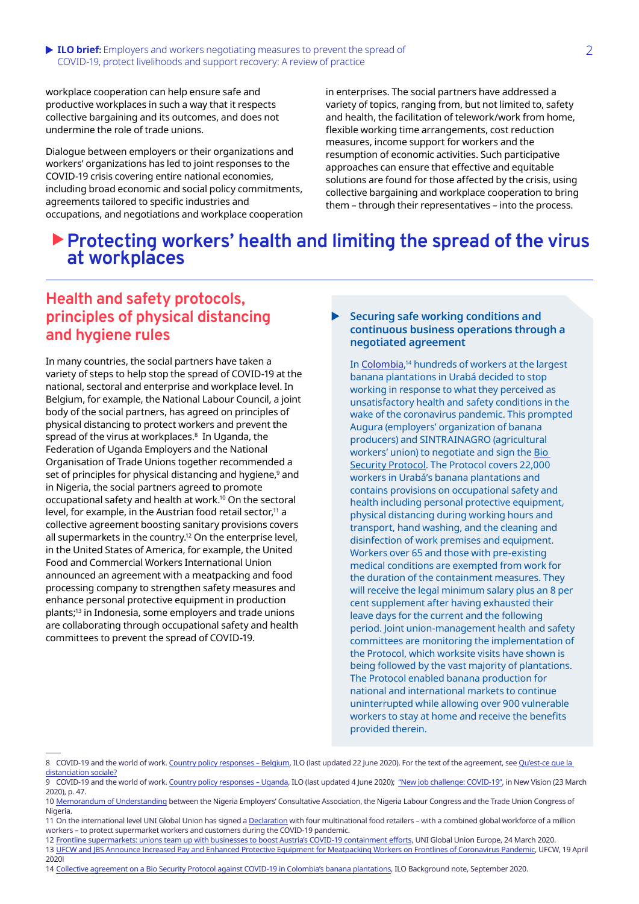workplace cooperation can help ensure safe and productive workplaces in such a way that it respects collective bargaining and its outcomes, and does not undermine the role of trade unions.

Dialogue between employers or their organizations and workers' organizations has led to joint responses to the COVID-19 crisis covering entire national economies, including broad economic and social policy commitments, agreements tailored to specific industries and occupations, and negotiations and workplace cooperation in enterprises. The social partners have addressed a variety of topics, ranging from, but not limited to, safety and health, the facilitation of telework/work from home, flexible working time arrangements, cost reduction measures, income support for workers and the resumption of economic activities. Such participative approaches can ensure that effective and equitable solutions are found for those affected by the crisis, using collective bargaining and workplace cooperation to bring them – through their representatives – into the process.

## Protecting workers' health and limiting the spread of the virus at workplaces

### Health and safety protocols, principles of physical distancing and hygiene rules

In many countries, the social partners have taken a variety of steps to help stop the spread of COVID-19 at the national, sectoral and enterprise and workplace level. In Belgium, for example, the National Labour Council, a joint body of the social partners, has agreed on principles of physical distancing to protect workers and prevent the spread of the virus at workplaces.[8] In Uganda, the Federation of Uganda Employers and the National Organisation of Trade Unions together recommended a set of principles for physical distancing and hygiene,[9] and in Nigeria, the social partners agreed to promote occupational safety and health at work.[10] On the sectoral level, for example, in the Austrian food retail sector,[11] a collective agreement boosting sanitary provisions covers all supermarkets in the country.[12] On the enterprise level, in the United States of America, for example, the United Food and Commercial Workers International Union announced an agreement with a meatpacking and food processing company to strengthen safety measures and enhance personal protective equipment in production plants;[13] in Indonesia, some employers and trade unions are collaborating through occupational safety and health committees to prevent the spread of COVID-19.

#### Securing safe working conditions and continuous business operations through a negotiated agreement

In Colombia,[14] hundreds of workers at the largest banana plantations in Urabá decided to stop working in response to what they perceived as unsatisfactory health and safety conditions in the wake of the coronavirus pandemic. This prompted Augura (employers' organization of banana producers) and SINTRAINAGRO (agricultural workers' union) to negotiate and sign the Bio Security Protocol. The Protocol covers 22,000 workers in Urabá's banana plantations and contains provisions on occupational safety and health including personal protective equipment, physical distancing during working hours and transport, hand washing, and the cleaning and disinfection of work premises and equipment. Workers over 65 and those with pre-existing medical conditions are exempted from work for the duration of the containment measures. They will receive the legal minimum salary plus an 8 per cent supplement after having exhausted their leave days for the current and the following period. Joint union-management health and safety committees are monitoring the implementation of the Protocol, which worksite visits have shown is being followed by the vast majority of plantations. The Protocol enabled banana production for national and international markets to continue uninterrupted while allowing over 900 vulnerable workers to stay at home and receive the benefits provided therein.

---

8 COVID-19 and the world of work. Country policy responses – Belgium, ILO (last updated 22 June 2020). For the text of the agreement, see Qu'est-ce que la distanciation sociale?

9 COVID-19 and the world of work. Country policy responses – Uganda, ILO (last updated 4 June 2020); "New job challenge: COVID-19", in New Vision (23 March 2020), p. 47.

10 Memorandum of Understanding between the Nigeria Employers' Consultative Association, the Nigeria Labour Congress and the Trade Union Congress of Nigeria.

11 On the international level UNI Global Union has signed a Declaration with four multinational food retailers – with a combined global workforce of a million workers – to protect supermarket workers and customers during the COVID-19 pandemic.

12 Frontline supermarkets: unions team up with businesses to boost Austria's COVID-19 containment efforts, UNI Global Union Europe, 24 March 2020.

13 UFCW and JBS Announce Increased Pay and Enhanced Protective Equipment for Meatpacking Workers on Frontlines of Coronavirus Pandemic, UFCW, 19 April 2020l

14 Collective agreement on a Bio Security Protocol against COVID-19 in Colombia's banana plantations, ILO Background note, September 2020.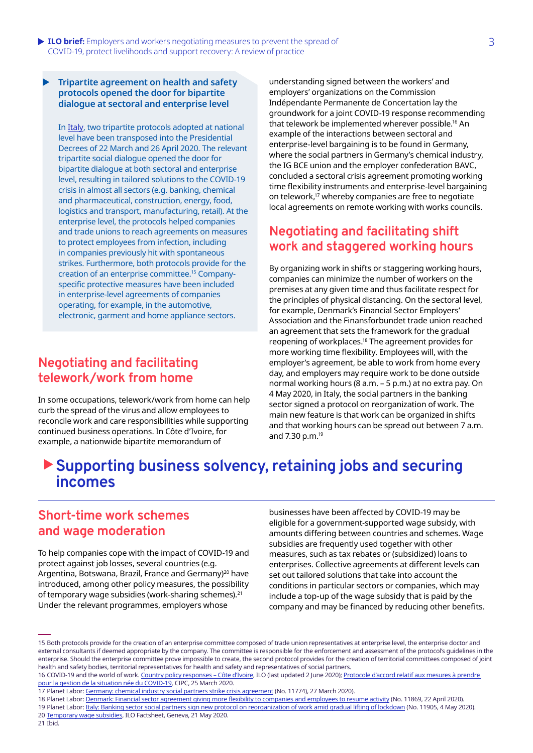### Tripartite agreement on health and safety protocols opened the door for bipartite dialogue at sectoral and enterprise level

In Italy, two tripartite protocols adopted at national level have been transposed into the Presidential Decrees of 22 March and 26 April 2020. The relevant tripartite social dialogue opened the door for bipartite dialogue at both sectoral and enterprise level, resulting in tailored solutions to the COVID-19 crisis in almost all sectors (e.g. banking, chemical and pharmaceutical, construction, energy, food, logistics and transport, manufacturing, retail). At the enterprise level, the protocols helped companies and trade unions to reach agreements on measures to protect employees from infection, including in companies previously hit with spontaneous strikes. Furthermore, both protocols provide for the creation of an enterprise committee.[15] Company-specific protective measures have been included in enterprise-level agreements of companies operating, for example, in the automotive, electronic, garment and home appliance sectors.

## Negotiating and facilitating telework/work from home

In some occupations, telework/work from home can help curb the spread of the virus and allow employees to reconcile work and care responsibilities while supporting continued business operations. In Côte d'Ivoire, for example, a nationwide bipartite memorandum of understanding signed between the workers' and employers' organizations on the Commission Indépendante Permanente de Concertation lay the groundwork for a joint COVID-19 response recommending that telework be implemented wherever possible.[16] An example of the interactions between sectoral and enterprise-level bargaining is to be found in Germany, where the social partners in Germany's chemical industry, the IG BCE union and the employer confederation BAVC, concluded a sectoral crisis agreement promoting working time flexibility instruments and enterprise-level bargaining on telework,[17] whereby companies are free to negotiate local agreements on remote working with works councils.

## Negotiating and facilitating shift work and staggered working hours

By organizing work in shifts or staggering working hours, companies can minimize the number of workers on the premises at any given time and thus facilitate respect for the principles of physical distancing. On the sectoral level, for example, Denmark's Financial Sector Employers' Association and the Finansforbundet trade union reached an agreement that sets the framework for the gradual reopening of workplaces.[18] The agreement provides for more working time flexibility. Employees will, with the employer's agreement, be able to work from home every day, and employers may require work to be done outside normal working hours (8 a.m. – 5 p.m.) at no extra pay. On 4 May 2020, in Italy, the social partners in the banking sector signed a protocol on reorganization of work. The main new feature is that work can be organized in shifts and that working hours can be spread out between 7 a.m. and 7.30 p.m.[19]

# Supporting business solvency, retaining jobs and securing incomes

## Short-time work schemes and wage moderation

To help companies cope with the impact of COVID-19 and protect against job losses, several countries (e.g. Argentina, Botswana, Brazil, France and Germany)[20] have introduced, among other policy measures, the possibility of temporary wage subsidies (work-sharing schemes).[21] Under the relevant programmes, employers whose businesses have been affected by COVID-19 may be eligible for a government-supported wage subsidy, with amounts differing between countries and schemes. Wage subsidies are frequently used together with other measures, such as tax rebates or (subsidized) loans to enterprises. Collective agreements at different levels can set out tailored solutions that take into account the conditions in particular sectors or companies, which may include a top-up of the wage subsidy that is paid by the company and may be financed by reducing other benefits.

---

15 Both protocols provide for the creation of an enterprise committee composed of trade union representatives at enterprise level, the enterprise doctor and external consultants if deemed appropriate by the company. The committee is responsible for the enforcement and assessment of the protocol's guidelines in the enterprise. Should the enterprise committee prove impossible to create, the second protocol provides for the creation of territorial committees composed of joint health and safety bodies, territorial representatives for health and safety and representatives of social partners.

16 COVID-19 and the world of work. Country policy responses – Côte d'Ivoire, ILO (last updated 2 June 2020); Protocole d'accord relatif aux mesures à prendre pour la gestion de la situation née du COVID-19, CIPC, 25 March 2020.

17 Planet Labor: Germany: chemical industry social partners strike crisis agreement (No. 11774), 27 March 2020).

18 Planet Labor: Denmark: Financial sector agreement giving more flexibility to companies and employees to resume activity (No. 11869, 22 April 2020).

19 Planet Labor: Italy: Banking sector social partners sign new protocol on reorganization of work amid gradual lifting of lockdown (No. 11905, 4 May 2020).

20 Temporary wage subsidies, ILO Factsheet, Geneva, 21 May 2020.

21 Ibid.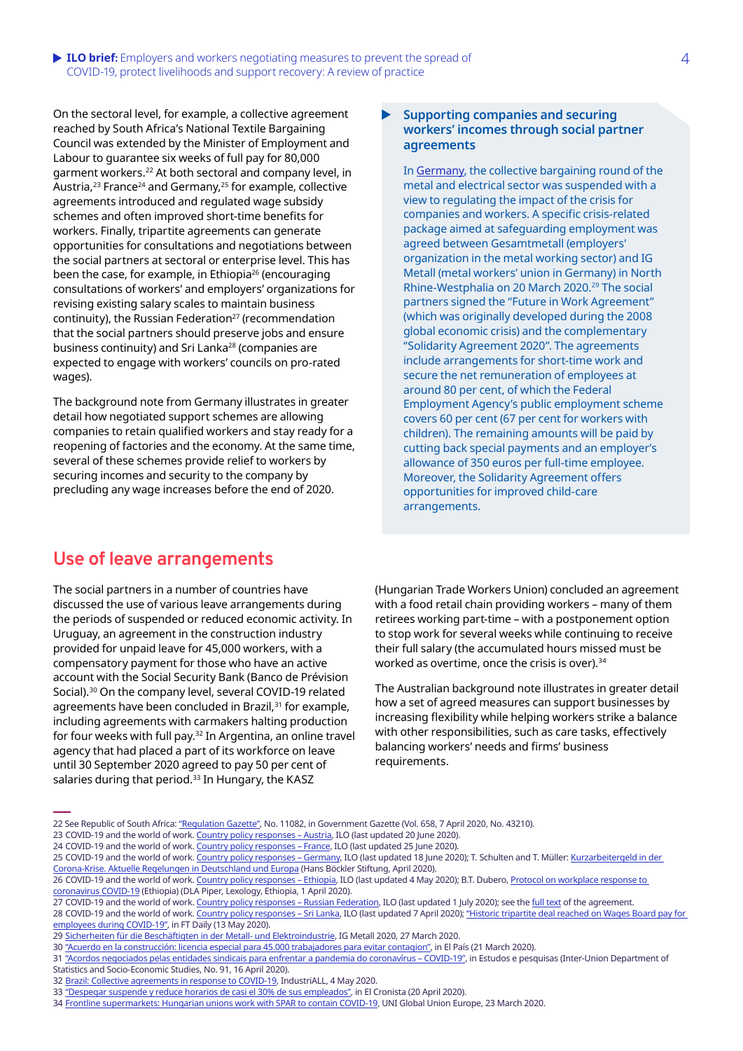On the sectoral level, for example, a collective agreement reached by South Africa's National Textile Bargaining Council was extended by the Minister of Employment and Labour to guarantee six weeks of full pay for 80,000 garment workers.[22] At both sectoral and company level, in Austria,[23] France[24] and Germany,[25] for example, collective agreements introduced and regulated wage subsidy schemes and often improved short-time benefits for workers. Finally, tripartite agreements can generate opportunities for consultations and negotiations between the social partners at sectoral or enterprise level. This has been the case, for example, in Ethiopia[26] (encouraging consultations of workers' and employers' organizations for revising existing salary scales to maintain business continuity), the Russian Federation[27] (recommendation that the social partners should preserve jobs and ensure business continuity) and Sri Lanka[28] (companies are expected to engage with workers' councils on pro-rated wages).

The background note from Germany illustrates in greater detail how negotiated support schemes are allowing companies to retain qualified workers and stay ready for a reopening of factories and the economy. At the same time, several of these schemes provide relief to workers by securing incomes and security to the company by precluding any wage increases before the end of 2020.

> **Supporting companies and securing workers' incomes through social partner agreements**
>
> In Germany, the collective bargaining round of the metal and electrical sector was suspended with a view to regulating the impact of the crisis for companies and workers. A specific crisis-related package aimed at safeguarding employment was agreed between Gesamtmetall (employers' organization in the metal working sector) and IG Metall (metal workers' union in Germany) in North Rhine-Westphalia on 20 March 2020.[29] The social partners signed the "Future in Work Agreement" (which was originally developed during the 2008 global economic crisis) and the complementary "Solidarity Agreement 2020". The agreements include arrangements for short-time work and secure the net remuneration of employees at around 80 per cent, of which the Federal Employment Agency's public employment scheme covers 60 per cent (67 per cent for workers with children). The remaining amounts will be paid by cutting back special payments and an employer's allowance of 350 euros per full-time employee. Moreover, the Solidarity Agreement offers opportunities for improved child-care arrangements.

## Use of leave arrangements

The social partners in a number of countries have discussed the use of various leave arrangements during the periods of suspended or reduced economic activity. In Uruguay, an agreement in the construction industry provided for unpaid leave for 45,000 workers, with a compensatory payment for those who have an active account with the Social Security Bank (Banco de Prévision Social).[30] On the company level, several COVID-19 related agreements have been concluded in Brazil,[31] for example, including agreements with carmakers halting production for four weeks with full pay.[32] In Argentina, an online travel agency that had placed a part of its workforce on leave until 30 September 2020 agreed to pay 50 per cent of salaries during that period.[33] In Hungary, the KASZ (Hungarian Trade Workers Union) concluded an agreement with a food retail chain providing workers – many of them retirees working part-time – with a postponement option to stop work for several weeks while continuing to receive their full salary (the accumulated hours missed must be worked as overtime, once the crisis is over).[34]

The Australian background note illustrates in greater detail how a set of agreed measures can support businesses by increasing flexibility while helping workers strike a balance with other responsibilities, such as care tasks, effectively balancing workers' needs and firms' business requirements.

---

22 See Republic of South Africa: "Regulation Gazette", No. 11082, in Government Gazette (Vol. 658, 7 April 2020, No. 43210).
23 COVID-19 and the world of work. Country policy responses – Austria, ILO (last updated 20 June 2020).
24 COVID-19 and the world of work. Country policy responses – France, ILO (last updated 25 June 2020).
25 COVID-19 and the world of work. Country policy responses – Germany, ILO (last updated 18 June 2020); T. Schulten and T. Müller: Kurzarbeitergeld in der Corona-Krise. Aktuelle Regelungen in Deutschland und Europa (Hans Böckler Stiftung, April 2020).
26 COVID-19 and the world of work. Country policy responses – Ethiopia, ILO (last updated 4 May 2020); B.T. Dubero, Protocol on workplace response to coronavirus COVID-19 (Ethiopia) (DLA Piper, Lexology, Ethiopia, 1 April 2020).
27 COVID-19 and the world of work. Country policy responses – Russian Federation, ILO (last updated 1 July 2020); see the full text of the agreement.
28 COVID-19 and the world of work. Country policy responses – Sri Lanka, ILO (last updated 7 April 2020); "Historic tripartite deal reached on Wages Board pay for employees during COVID-19", in FT Daily (13 May 2020).
29 Sicherheiten für die Beschäftigten in der Metall- und Elektroindustrie, IG Metall 2020, 27 March 2020.
30 "Acuerdo en la construcción: licencia especial para 45.000 trabajadores para evitar contagion", in El País (21 March 2020).
31 "Acordos negociados pelas entidades sindicais para enfrentar a pandemia do coronavírus – COVID-19", in Estudos e pesquisas (Inter-Union Department of Statistics and Socio-Economic Studies, No. 91, 16 April 2020).
32 Brazil: Collective agreements in response to COVID-19, IndustriALL, 4 May 2020.
33 "Despegar suspende y reduce horarios de casi el 30% de sus empleados", in El Cronista (20 April 2020).
34 Frontline supermarkets: Hungarian unions work with SPAR to contain COVID-19, UNI Global Union Europe, 23 March 2020.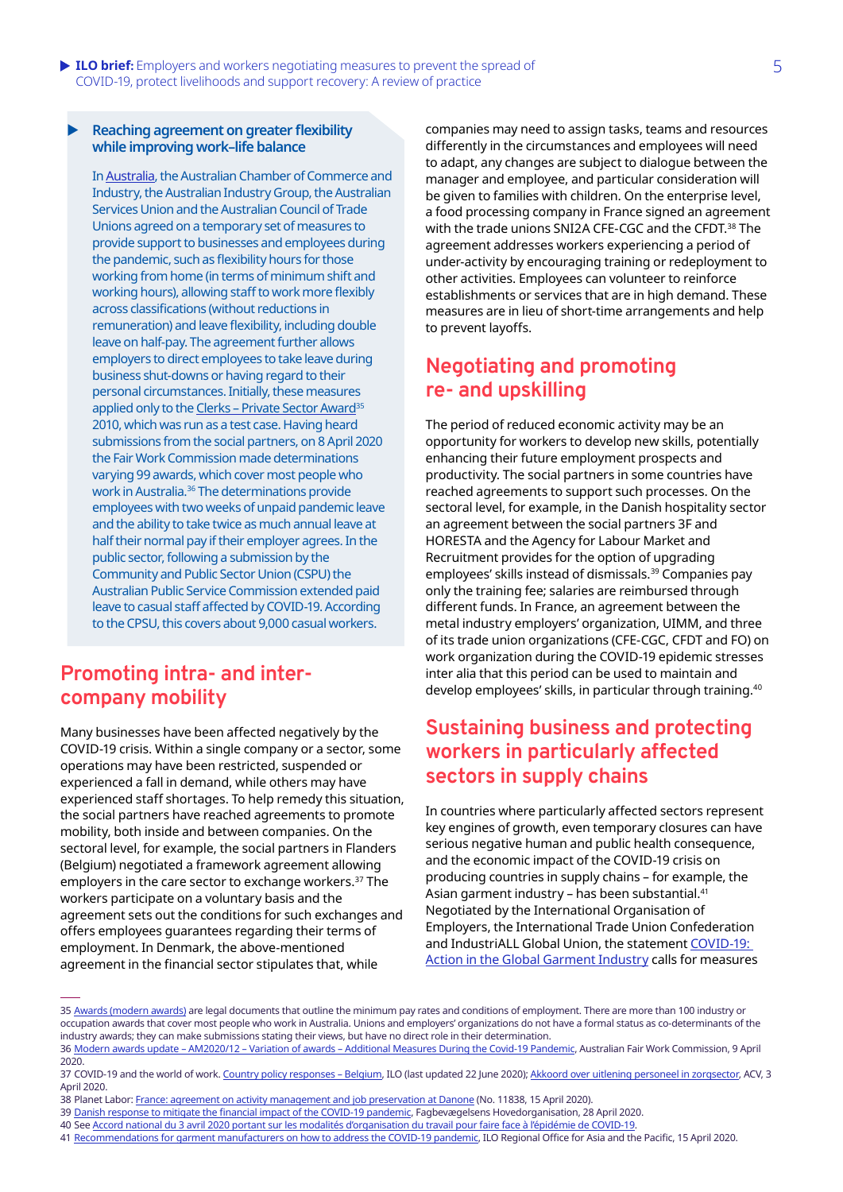### Reaching agreement on greater flexibility while improving work–life balance

In Australia, the Australian Chamber of Commerce and Industry, the Australian Industry Group, the Australian Services Union and the Australian Council of Trade Unions agreed on a temporary set of measures to provide support to businesses and employees during the pandemic, such as flexibility hours for those working from home (in terms of minimum shift and working hours), allowing staff to work more flexibly across classifications (without reductions in remuneration) and leave flexibility, including double leave on half-pay. The agreement further allows employers to direct employees to take leave during business shut-downs or having regard to their personal circumstances. Initially, these measures applied only to the Clerks – Private Sector Award[35] 2010, which was run as a test case. Having heard submissions from the social partners, on 8 April 2020 the Fair Work Commission made determinations varying 99 awards, which cover most people who work in Australia.[36] The determinations provide employees with two weeks of unpaid pandemic leave and the ability to take twice as much annual leave at half their normal pay if their employer agrees. In the public sector, following a submission by the Community and Public Sector Union (CSPU) the Australian Public Service Commission extended paid leave to casual staff affected by COVID-19. According to the CPSU, this covers about 9,000 casual workers.

## Promoting intra- and inter-company mobility

Many businesses have been affected negatively by the COVID-19 crisis. Within a single company or a sector, some operations may have been restricted, suspended or experienced a fall in demand, while others may have experienced staff shortages. To help remedy this situation, the social partners have reached agreements to promote mobility, both inside and between companies. On the sectoral level, for example, the social partners in Flanders (Belgium) negotiated a framework agreement allowing employers in the care sector to exchange workers.[37] The workers participate on a voluntary basis and the agreement sets out the conditions for such exchanges and offers employees guarantees regarding their terms of employment. In Denmark, the above-mentioned agreement in the financial sector stipulates that, while companies may need to assign tasks, teams and resources differently in the circumstances and employees will need to adapt, any changes are subject to dialogue between the manager and employee, and particular consideration will be given to families with children. On the enterprise level, a food processing company in France signed an agreement with the trade unions SNI2A CFE-CGC and the CFDT.[38] The agreement addresses workers experiencing a period of under-activity by encouraging training or redeployment to other activities. Employees can volunteer to reinforce establishments or services that are in high demand. These measures are in lieu of short-time arrangements and help to prevent layoffs.

## Negotiating and promoting re- and upskilling

The period of reduced economic activity may be an opportunity for workers to develop new skills, potentially enhancing their future employment prospects and productivity. The social partners in some countries have reached agreements to support such processes. On the sectoral level, for example, in the Danish hospitality sector an agreement between the social partners 3F and HORESTA and the Agency for Labour Market and Recruitment provides for the option of upgrading employees' skills instead of dismissals.[39] Companies pay only the training fee; salaries are reimbursed through different funds. In France, an agreement between the metal industry employers' organization, UIMM, and three of its trade union organizations (CFE-CGC, CFDT and FO) on work organization during the COVID-19 epidemic stresses inter alia that this period can be used to maintain and develop employees' skills, in particular through training.[40]

## Sustaining business and protecting workers in particularly affected sectors in supply chains

In countries where particularly affected sectors represent key engines of growth, even temporary closures can have serious negative human and public health consequence, and the economic impact of the COVID-19 crisis on producing countries in supply chains – for example, the Asian garment industry – has been substantial.[41] Negotiated by the International Organisation of Employers, the International Trade Union Confederation and IndustriALL Global Union, the statement COVID-19: Action in the Global Garment Industry calls for measures

---

35 Awards (modern awards) are legal documents that outline the minimum pay rates and conditions of employment. There are more than 100 industry or occupation awards that cover most people who work in Australia. Unions and employers' organizations do not have a formal status as co-determinants of the industry awards; they can make submissions stating their views, but have no direct role in their determination.

36 Modern awards update – AM2020/12 – Variation of awards – Additional Measures During the Covid-19 Pandemic, Australian Fair Work Commission, 9 April 2020.

37 COVID-19 and the world of work. Country policy responses – Belgium, ILO (last updated 22 June 2020); Akkoord over uitlening personeel in zorgsector, ACV, 3 April 2020.

38 Planet Labor: France: agreement on activity management and job preservation at Danone (No. 11838, 15 April 2020).

39 Danish response to mitigate the financial impact of the COVID-19 pandemic, Fagbevægelsens Hovedorganisation, 28 April 2020.

40 See Accord national du 3 avril 2020 portant sur les modalités d'organisation du travail pour faire face à l'épidémie de COVID-19.

41 Recommendations for garment manufacturers on how to address the COVID-19 pandemic, ILO Regional Office for Asia and the Pacific, 15 April 2020.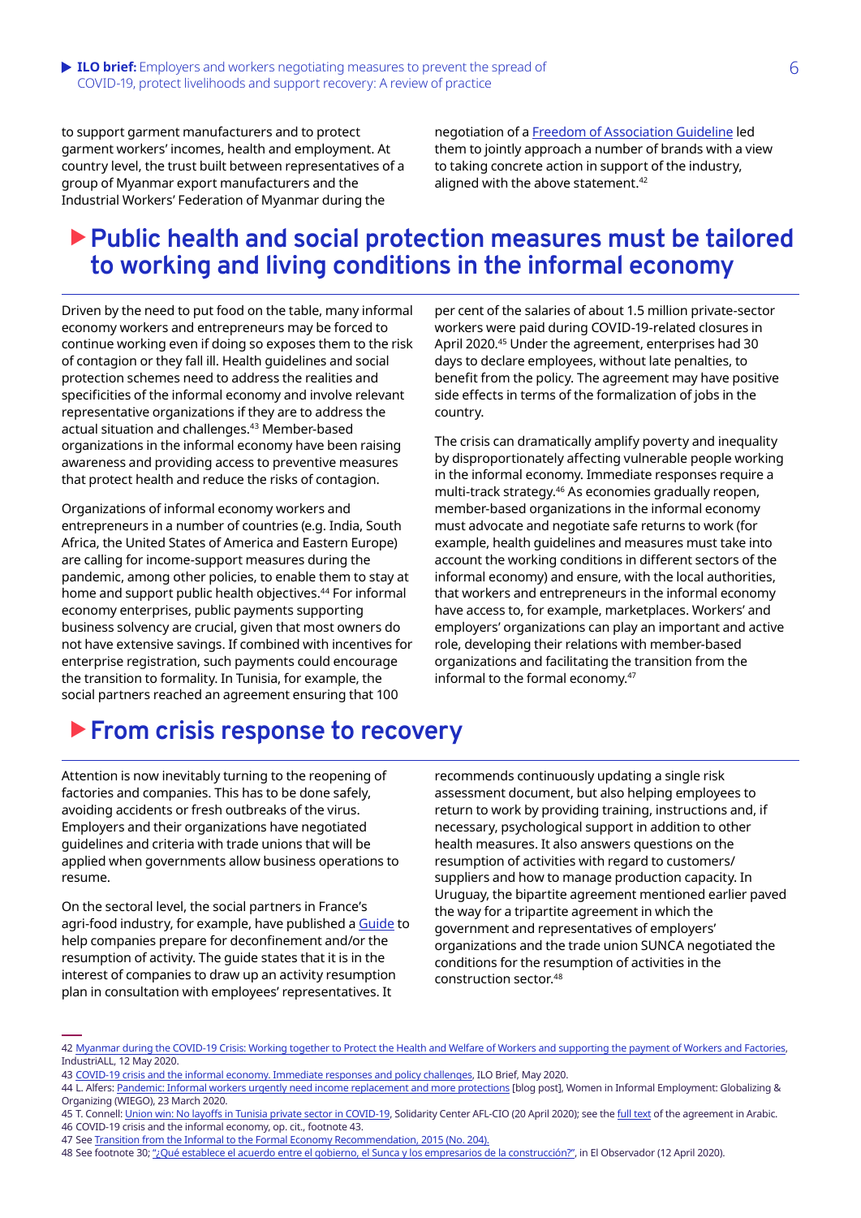to support garment manufacturers and to protect garment workers' incomes, health and employment. At country level, the trust built between representatives of a group of Myanmar export manufacturers and the Industrial Workers' Federation of Myanmar during the negotiation of a Freedom of Association Guideline led them to jointly approach a number of brands with a view to taking concrete action in support of the industry, aligned with the above statement.[42]

## Public health and social protection measures must be tailored to working and living conditions in the informal economy

Driven by the need to put food on the table, many informal economy workers and entrepreneurs may be forced to continue working even if doing so exposes them to the risk of contagion or they fall ill. Health guidelines and social protection schemes need to address the realities and specificities of the informal economy and involve relevant representative organizations if they are to address the actual situation and challenges.[43] Member-based organizations in the informal economy have been raising awareness and providing access to preventive measures that protect health and reduce the risks of contagion.

Organizations of informal economy workers and entrepreneurs in a number of countries (e.g. India, South Africa, the United States of America and Eastern Europe) are calling for income-support measures during the pandemic, among other policies, to enable them to stay at home and support public health objectives.[44] For informal economy enterprises, public payments supporting business solvency are crucial, given that most owners do not have extensive savings. If combined with incentives for enterprise registration, such payments could encourage the transition to formality. In Tunisia, for example, the social partners reached an agreement ensuring that 100 per cent of the salaries of about 1.5 million private-sector workers were paid during COVID-19-related closures in April 2020.[45] Under the agreement, enterprises had 30 days to declare employees, without late penalties, to benefit from the policy. The agreement may have positive side effects in terms of the formalization of jobs in the country.

The crisis can dramatically amplify poverty and inequality by disproportionately affecting vulnerable people working in the informal economy. Immediate responses require a multi-track strategy.[46] As economies gradually reopen, member-based organizations in the informal economy must advocate and negotiate safe returns to work (for example, health guidelines and measures must take into account the working conditions in different sectors of the informal economy) and ensure, with the local authorities, that workers and entrepreneurs in the informal economy have access to, for example, marketplaces. Workers' and employers' organizations can play an important and active role, developing their relations with member-based organizations and facilitating the transition from the informal to the formal economy.[47]

## From crisis response to recovery

Attention is now inevitably turning to the reopening of factories and companies. This has to be done safely, avoiding accidents or fresh outbreaks of the virus. Employers and their organizations have negotiated guidelines and criteria with trade unions that will be applied when governments allow business operations to resume.

On the sectoral level, the social partners in France's agri-food industry, for example, have published a Guide to help companies prepare for deconfinement and/or the resumption of activity. The guide states that it is in the interest of companies to draw up an activity resumption plan in consultation with employees' representatives. It recommends continuously updating a single risk assessment document, but also helping employees to return to work by providing training, instructions and, if necessary, psychological support in addition to other health measures. It also answers questions on the resumption of activities with regard to customers/suppliers and how to manage production capacity. In Uruguay, the bipartite agreement mentioned earlier paved the way for a tripartite agreement in which the government and representatives of employers' organizations and the trade union SUNCA negotiated the conditions for the resumption of activities in the construction sector.[48]

---

42 Myanmar during the COVID-19 Crisis: Working together to Protect the Health and Welfare of Workers and supporting the payment of Workers and Factories, IndustriALL, 12 May 2020.

43 COVID-19 crisis and the informal economy. Immediate responses and policy challenges, ILO Brief, May 2020.

44 L. Alfers: Pandemic: Informal workers urgently need income replacement and more protections [blog post], Women in Informal Employment: Globalizing & Organizing (WIEGO), 23 March 2020.

45 T. Connell: Union win: No layoffs in Tunisia private sector in COVID-19, Solidarity Center AFL-CIO (20 April 2020); see the full text of the agreement in Arabic.

46 COVID-19 crisis and the informal economy, op. cit., footnote 43.

47 See Transition from the Informal to the Formal Economy Recommendation, 2015 (No. 204).

48 See footnote 30; "¿Qué establece el acuerdo entre el gobierno, el Sunca y los empresarios de la construcción?", in El Observador (12 April 2020).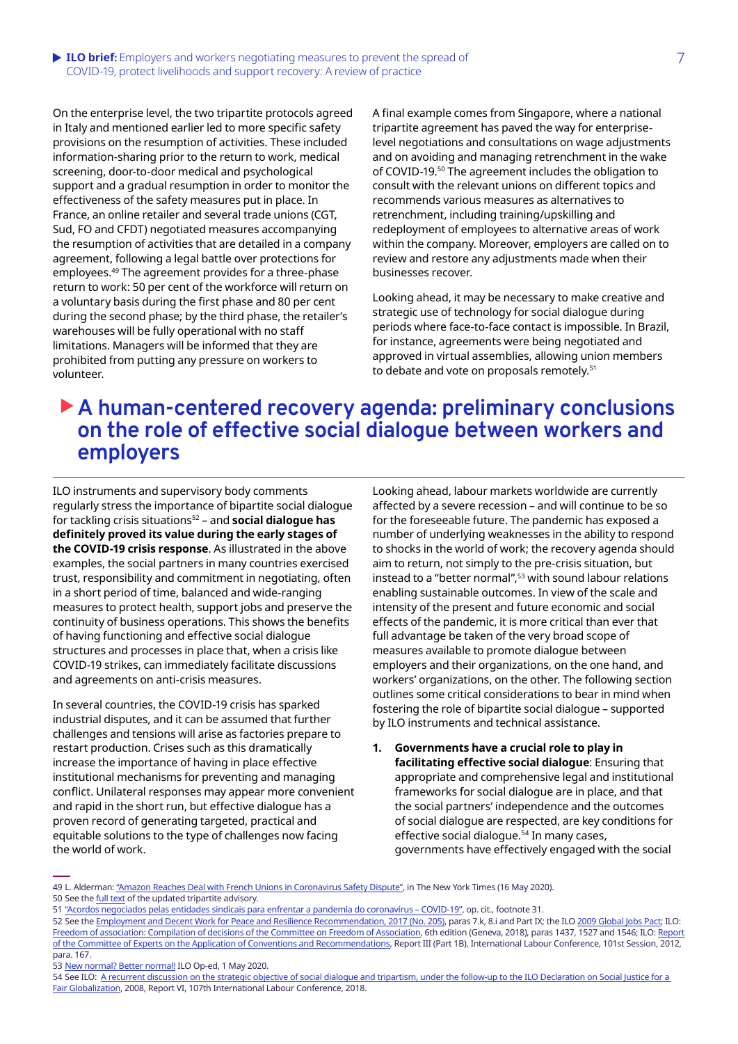On the enterprise level, the two tripartite protocols agreed in Italy and mentioned earlier led to more specific safety provisions on the resumption of activities. These included information-sharing prior to the return to work, medical screening, door-to-door medical and psychological support and a gradual resumption in order to monitor the effectiveness of the safety measures put in place. In France, an online retailer and several trade unions (CGT, Sud, FO and CFDT) negotiated measures accompanying the resumption of activities that are detailed in a company agreement, following a legal battle over protections for employees.[49] The agreement provides for a three-phase return to work: 50 per cent of the workforce will return on a voluntary basis during the first phase and 80 per cent during the second phase; by the third phase, the retailer's warehouses will be fully operational with no staff limitations. Managers will be informed that they are prohibited from putting any pressure on workers to volunteer.

A final example comes from Singapore, where a national tripartite agreement has paved the way for enterprise-level negotiations and consultations on wage adjustments and on avoiding and managing retrenchment in the wake of COVID-19.[50] The agreement includes the obligation to consult with the relevant unions on different topics and recommends various measures as alternatives to retrenchment, including training/upskilling and redeployment of employees to alternative areas of work within the company. Moreover, employers are called on to review and restore any adjustments made when their businesses recover.

Looking ahead, it may be necessary to make creative and strategic use of technology for social dialogue during periods where face-to-face contact is impossible. In Brazil, for instance, agreements were being negotiated and approved in virtual assemblies, allowing union members to debate and vote on proposals remotely.[51]

## A human-centered recovery agenda: preliminary conclusions on the role of effective social dialogue between workers and employers

ILO instruments and supervisory body comments regularly stress the importance of bipartite social dialogue for tackling crisis situations[52] – and **social dialogue has definitely proved its value during the early stages of the COVID-19 crisis response**. As illustrated in the above examples, the social partners in many countries exercised trust, responsibility and commitment in negotiating, often in a short period of time, balanced and wide-ranging measures to protect health, support jobs and preserve the continuity of business operations. This shows the benefits of having functioning and effective social dialogue structures and processes in place that, when a crisis like COVID-19 strikes, can immediately facilitate discussions and agreements on anti-crisis measures.

In several countries, the COVID-19 crisis has sparked industrial disputes, and it can be assumed that further challenges and tensions will arise as factories prepare to restart production. Crises such as this dramatically increase the importance of having in place effective institutional mechanisms for preventing and managing conflict. Unilateral responses may appear more convenient and rapid in the short run, but effective dialogue has a proven record of generating targeted, practical and equitable solutions to the type of challenges now facing the world of work.

Looking ahead, labour markets worldwide are currently affected by a severe recession – and will continue to be so for the foreseeable future. The pandemic has exposed a number of underlying weaknesses in the ability to respond to shocks in the world of work; the recovery agenda should aim to return, not simply to the pre-crisis situation, but instead to a "better normal",[53] with sound labour relations enabling sustainable outcomes. In view of the scale and intensity of the present and future economic and social effects of the pandemic, it is more critical than ever that full advantage be taken of the very broad scope of measures available to promote dialogue between employers and their organizations, on the one hand, and workers' organizations, on the other. The following section outlines some critical considerations to bear in mind when fostering the role of bipartite social dialogue – supported by ILO instruments and technical assistance.

1. **Governments have a crucial role to play in facilitating effective social dialogue**: Ensuring that appropriate and comprehensive legal and institutional frameworks for social dialogue are in place, and that the social partners' independence and the outcomes of social dialogue are respected, are key conditions for effective social dialogue.[54] In many cases, governments have effectively engaged with the social

---

49 L. Alderman: "Amazon Reaches Deal with French Unions in Coronavirus Safety Dispute", in The New York Times (16 May 2020).

50 See the full text of the updated tripartite advisory.

51 "Acordos negociados pelas entidades sindicais para enfrentar a pandemia do coronavírus – COVID-19", op. cit., footnote 31.

52 See the Employment and Decent Work for Peace and Resilience Recommendation, 2017 (No. 205), paras 7.k, 8.i and Part IX; the ILO 2009 Global Jobs Pact; ILO: Freedom of association: Compilation of decisions of the Committee on Freedom of Association, 6th edition (Geneva, 2018), paras 1437, 1527 and 1546; ILO: Report of the Committee of Experts on the Application of Conventions and Recommendations, Report III (Part 1B), International Labour Conference, 101st Session, 2012, para. 167.

53 New normal? Better normal! ILO Op-ed, 1 May 2020.

54 See ILO: A recurrent discussion on the strategic objective of social dialogue and tripartism, under the follow-up to the ILO Declaration on Social Justice for a Fair Globalization, 2008, Report VI, 107th International Labour Conference, 2018.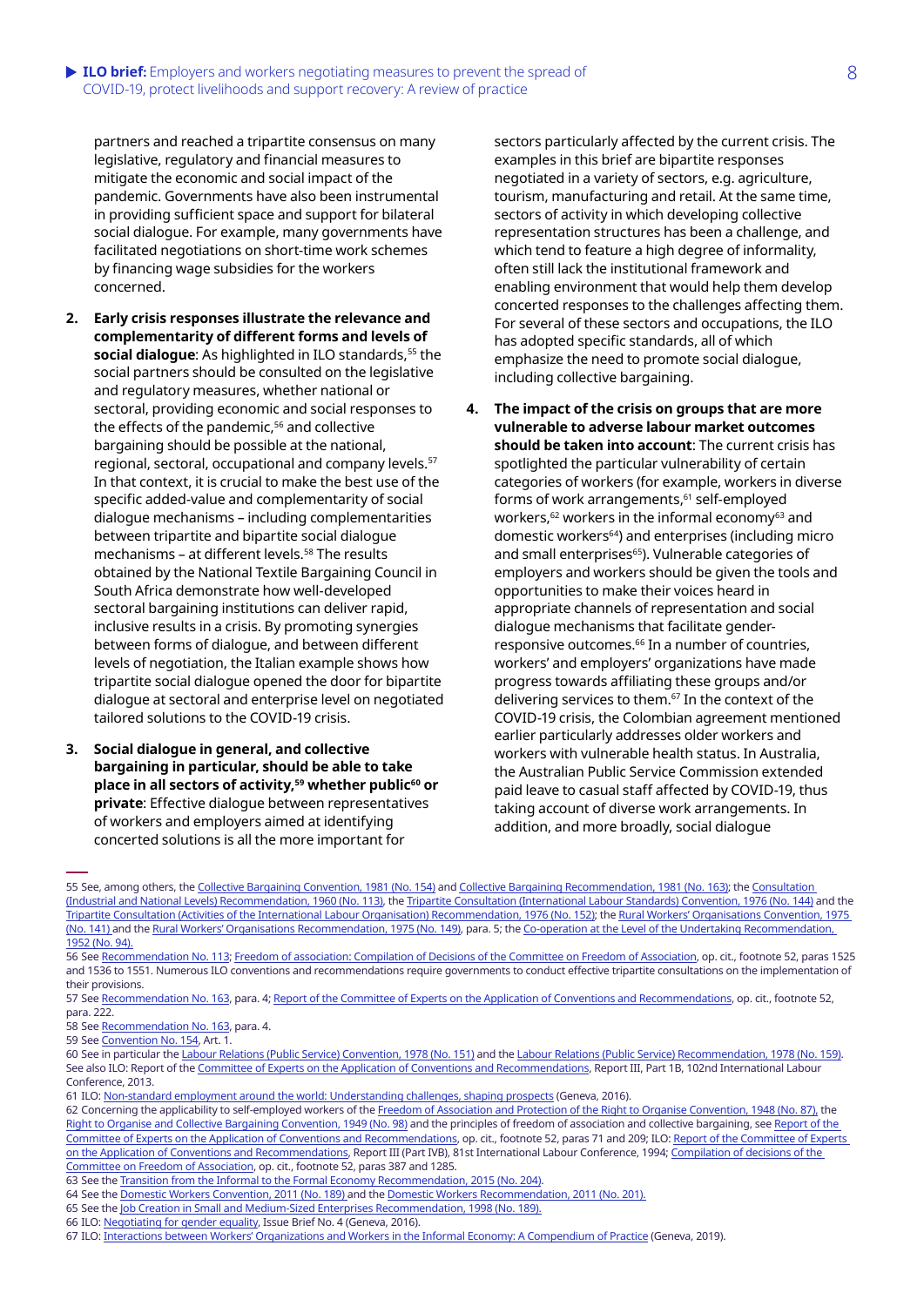partners and reached a tripartite consensus on many legislative, regulatory and financial measures to mitigate the economic and social impact of the pandemic. Governments have also been instrumental in providing sufficient space and support for bilateral social dialogue. For example, many governments have facilitated negotiations on short-time work schemes by financing wage subsidies for the workers concerned.

2. **Early crisis responses illustrate the relevance and complementarity of different forms and levels of social dialogue**: As highlighted in ILO standards,[55] the social partners should be consulted on the legislative and regulatory measures, whether national or sectoral, providing economic and social responses to the effects of the pandemic,[56] and collective bargaining should be possible at the national, regional, sectoral, occupational and company levels.[57] In that context, it is crucial to make the best use of the specific added-value and complementarity of social dialogue mechanisms – including complementarities between tripartite and bipartite social dialogue mechanisms – at different levels.[58] The results obtained by the National Textile Bargaining Council in South Africa demonstrate how well-developed sectoral bargaining institutions can deliver rapid, inclusive results in a crisis. By promoting synergies between forms of dialogue, and between different levels of negotiation, the Italian example shows how tripartite social dialogue opened the door for bipartite dialogue at sectoral and enterprise level on negotiated tailored solutions to the COVID-19 crisis.

3. **Social dialogue in general, and collective bargaining in particular, should be able to take place in all sectors of activity,[59] whether public[60] or private**: Effective dialogue between representatives of workers and employers aimed at identifying concerted solutions is all the more important for sectors particularly affected by the current crisis. The examples in this brief are bipartite responses negotiated in a variety of sectors, e.g. agriculture, tourism, manufacturing and retail. At the same time, sectors of activity in which developing collective representation structures has been a challenge, and which tend to feature a high degree of informality, often still lack the institutional framework and enabling environment that would help them develop concerted responses to the challenges affecting them. For several of these sectors and occupations, the ILO has adopted specific standards, all of which emphasize the need to promote social dialogue, including collective bargaining.

4. **The impact of the crisis on groups that are more vulnerable to adverse labour market outcomes should be taken into account**: The current crisis has spotlighted the particular vulnerability of certain categories of workers (for example, workers in diverse forms of work arrangements,[61] self-employed workers,[62] workers in the informal economy[63] and domestic workers[64]) and enterprises (including micro and small enterprises[65]). Vulnerable categories of employers and workers should be given the tools and opportunities to make their voices heard in appropriate channels of representation and social dialogue mechanisms that facilitate gender-responsive outcomes.[66] In a number of countries, workers' and employers' organizations have made progress towards affiliating these groups and/or delivering services to them.[67] In the context of the COVID-19 crisis, the Colombian agreement mentioned earlier particularly addresses older workers and workers with vulnerable health status. In Australia, the Australian Public Service Commission extended paid leave to casual staff affected by COVID-19, thus taking account of diverse work arrangements. In addition, and more broadly, social dialogue

---

55 See, among others, the Collective Bargaining Convention, 1981 (No. 154) and Collective Bargaining Recommendation, 1981 (No. 163); the Consultation (Industrial and National Levels) Recommendation, 1960 (No. 113), the Tripartite Consultation (International Labour Standards) Convention, 1976 (No. 144) and the Tripartite Consultation (Activities of the International Labour Organisation) Recommendation, 1976 (No. 152); the Rural Workers' Organisations Convention, 1975 (No. 141) and the Rural Workers' Organisations Recommendation, 1975 (No. 149), para. 5; the Co-operation at the Level of the Undertaking Recommendation, 1952 (No. 94).

56 See Recommendation No. 113; Freedom of association: Compilation of Decisions of the Committee on Freedom of Association, op. cit., footnote 52, paras 1525 and 1536 to 1551. Numerous ILO conventions and recommendations require governments to conduct effective tripartite consultations on the implementation of their provisions.

57 See Recommendation No. 163, para. 4; Report of the Committee of Experts on the Application of Conventions and Recommendations, op. cit., footnote 52, para. 222.

58 See Recommendation No. 163, para. 4.

59 See Convention No. 154, Art. 1.

60 See in particular the Labour Relations (Public Service) Convention, 1978 (No. 151) and the Labour Relations (Public Service) Recommendation, 1978 (No. 159). See also ILO: Report of the Committee of Experts on the Application of Conventions and Recommendations, Report III, Part 1B, 102nd International Labour Conference, 2013.

61 ILO: Non-standard employment around the world: Understanding challenges, shaping prospects (Geneva, 2016).

62 Concerning the applicability to self-employed workers of the Freedom of Association and Protection of the Right to Organise Convention, 1948 (No. 87), the Right to Organise and Collective Bargaining Convention, 1949 (No. 98) and the principles of freedom of association and collective bargaining, see Report of the Committee of Experts on the Application of Conventions and Recommendations, op. cit., footnote 52, paras 71 and 209; ILO: Report of the Committee of Experts on the Application of Conventions and Recommendations, Report III (Part IVB), 81st International Labour Conference, 1994; Compilation of decisions of the Committee on Freedom of Association, op. cit., footnote 52, paras 387 and 1285.

63 See the Transition from the Informal to the Formal Economy Recommendation, 2015 (No. 204).

64 See the Domestic Workers Convention, 2011 (No. 189) and the Domestic Workers Recommendation, 2011 (No. 201).

65 See the Job Creation in Small and Medium-Sized Enterprises Recommendation, 1998 (No. 189).

66 ILO: Negotiating for gender equality, Issue Brief No. 4 (Geneva, 2016).

67 ILO: Interactions between Workers' Organizations and Workers in the Informal Economy: A Compendium of Practice (Geneva, 2019).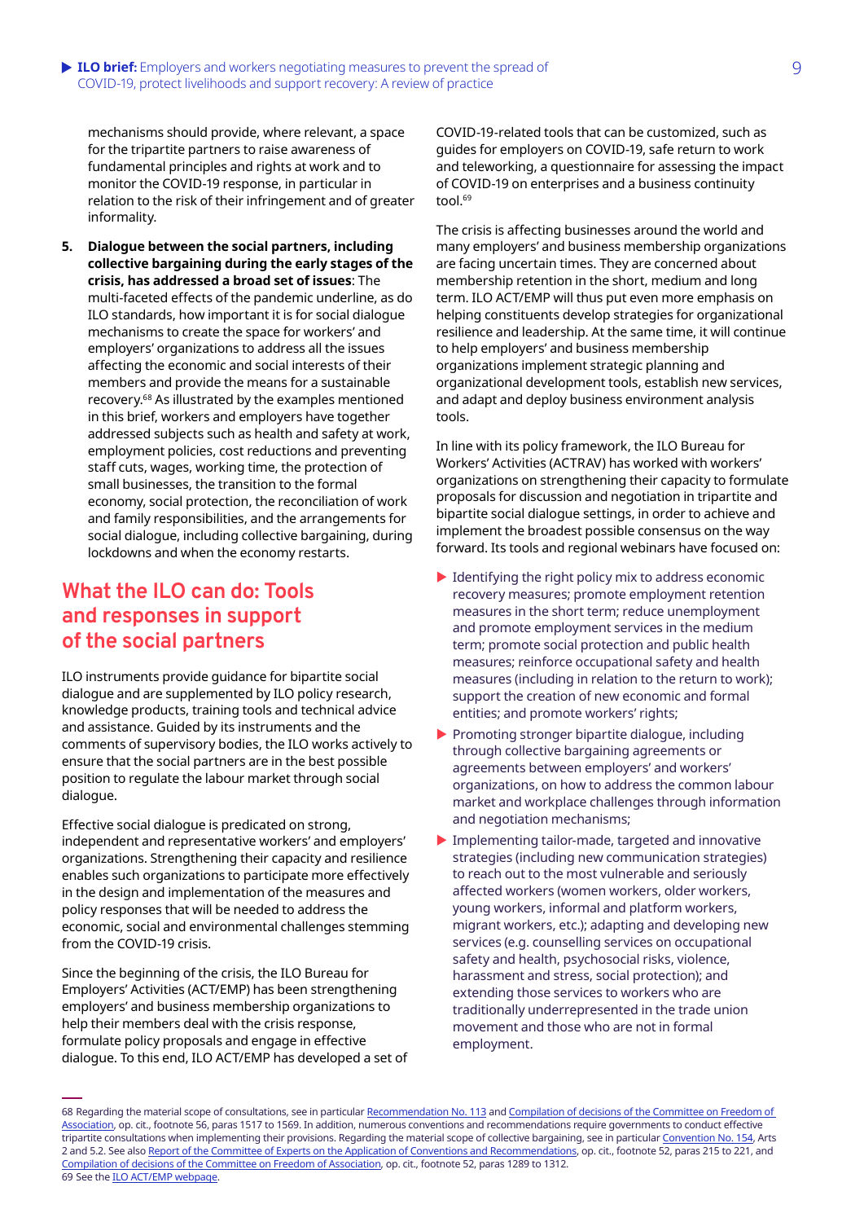mechanisms should provide, where relevant, a space for the tripartite partners to raise awareness of fundamental principles and rights at work and to monitor the COVID-19 response, in particular in relation to the risk of their infringement and of greater informality.

5. **Dialogue between the social partners, including collective bargaining during the early stages of the crisis, has addressed a broad set of issues**: The multi-faceted effects of the pandemic underline, as do ILO standards, how important it is for social dialogue mechanisms to create the space for workers' and employers' organizations to address all the issues affecting the economic and social interests of their members and provide the means for a sustainable recovery.[68] As illustrated by the examples mentioned in this brief, workers and employers have together addressed subjects such as health and safety at work, employment policies, cost reductions and preventing staff cuts, wages, working time, the protection of small businesses, the transition to the formal economy, social protection, the reconciliation of work and family responsibilities, and the arrangements for social dialogue, including collective bargaining, during lockdowns and when the economy restarts.

## What the ILO can do: Tools and responses in support of the social partners

ILO instruments provide guidance for bipartite social dialogue and are supplemented by ILO policy research, knowledge products, training tools and technical advice and assistance. Guided by its instruments and the comments of supervisory bodies, the ILO works actively to ensure that the social partners are in the best possible position to regulate the labour market through social dialogue.

Effective social dialogue is predicated on strong, independent and representative workers' and employers' organizations. Strengthening their capacity and resilience enables such organizations to participate more effectively in the design and implementation of the measures and policy responses that will be needed to address the economic, social and environmental challenges stemming from the COVID-19 crisis.

Since the beginning of the crisis, the ILO Bureau for Employers' Activities (ACT/EMP) has been strengthening employers' and business membership organizations to help their members deal with the crisis response, formulate policy proposals and engage in effective dialogue. To this end, ILO ACT/EMP has developed a set of COVID-19-related tools that can be customized, such as guides for employers on COVID-19, safe return to work and teleworking, a questionnaire for assessing the impact of COVID-19 on enterprises and a business continuity tool.[69]

The crisis is affecting businesses around the world and many employers' and business membership organizations are facing uncertain times. They are concerned about membership retention in the short, medium and long term. ILO ACT/EMP will thus put even more emphasis on helping constituents develop strategies for organizational resilience and leadership. At the same time, it will continue to help employers' and business membership organizations implement strategic planning and organizational development tools, establish new services, and adapt and deploy business environment analysis tools.

In line with its policy framework, the ILO Bureau for Workers' Activities (ACTRAV) has worked with workers' organizations on strengthening their capacity to formulate proposals for discussion and negotiation in tripartite and bipartite social dialogue settings, in order to achieve and implement the broadest possible consensus on the way forward. Its tools and regional webinars have focused on:

- Identifying the right policy mix to address economic recovery measures; promote employment retention measures in the short term; reduce unemployment and promote employment services in the medium term; promote social protection and public health measures; reinforce occupational safety and health measures (including in relation to the return to work); support the creation of new economic and formal entities; and promote workers' rights;
- Promoting stronger bipartite dialogue, including through collective bargaining agreements or agreements between employers' and workers' organizations, on how to address the common labour market and workplace challenges through information and negotiation mechanisms;
- Implementing tailor-made, targeted and innovative strategies (including new communication strategies) to reach out to the most vulnerable and seriously affected workers (women workers, older workers, young workers, informal and platform workers, migrant workers, etc.); adapting and developing new services (e.g. counselling services on occupational safety and health, psychosocial risks, violence, harassment and stress, social protection); and extending those services to workers who are traditionally underrepresented in the trade union movement and those who are not in formal employment.

---

68 Regarding the material scope of consultations, see in particular Recommendation No. 113 and Compilation of decisions of the Committee on Freedom of Association, op. cit., footnote 56, paras 1517 to 1569. In addition, numerous conventions and recommendations require governments to conduct effective tripartite consultations when implementing their provisions. Regarding the material scope of collective bargaining, see in particular Convention No. 154, Arts 2 and 5.2. See also Report of the Committee of Experts on the Application of Conventions and Recommendations, op. cit., footnote 52, paras 215 to 221, and Compilation of decisions of the Committee on Freedom of Association, op. cit., footnote 52, paras 1289 to 1312.

69 See the ILO ACT/EMP webpage.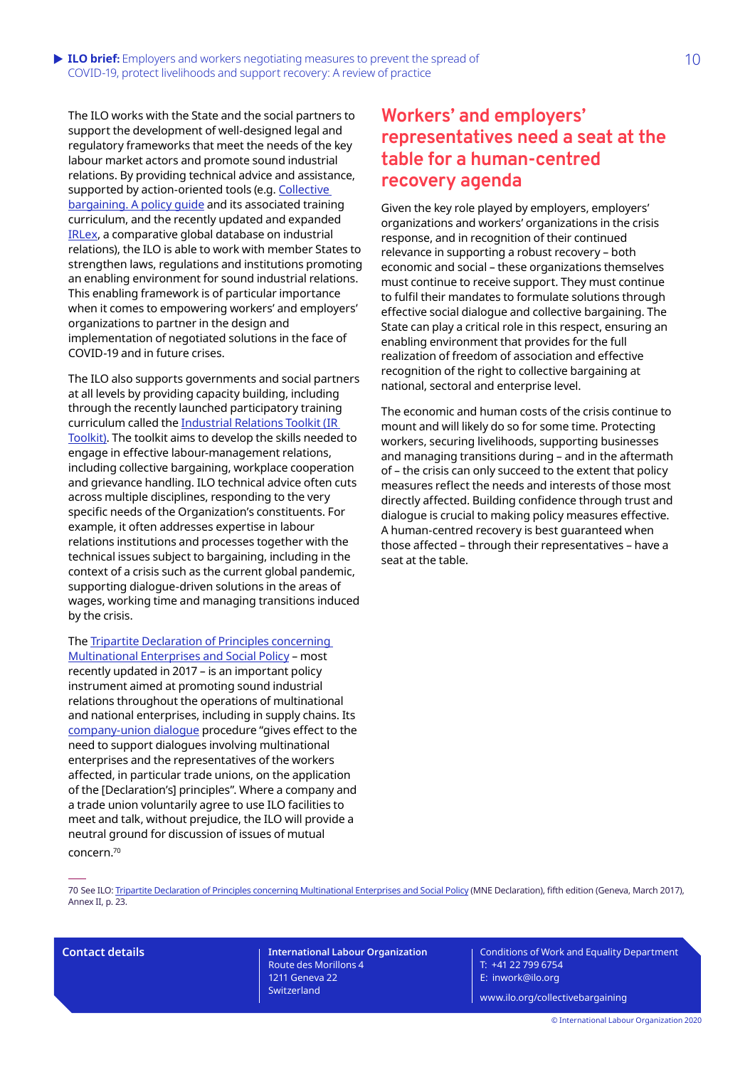The ILO works with the State and the social partners to support the development of well-designed legal and regulatory frameworks that meet the needs of the key labour market actors and promote sound industrial relations. By providing technical advice and assistance, supported by action-oriented tools (e.g. Collective bargaining. A policy guide and its associated training curriculum, and the recently updated and expanded IRLex, a comparative global database on industrial relations), the ILO is able to work with member States to strengthen laws, regulations and institutions promoting an enabling environment for sound industrial relations. This enabling framework is of particular importance when it comes to empowering workers' and employers' organizations to partner in the design and implementation of negotiated solutions in the face of COVID-19 and in future crises.

The ILO also supports governments and social partners at all levels by providing capacity building, including through the recently launched participatory training curriculum called the Industrial Relations Toolkit (IR Toolkit). The toolkit aims to develop the skills needed to engage in effective labour-management relations, including collective bargaining, workplace cooperation and grievance handling. ILO technical advice often cuts across multiple disciplines, responding to the very specific needs of the Organization's constituents. For example, it often addresses expertise in labour relations institutions and processes together with the technical issues subject to bargaining, including in the context of a crisis such as the current global pandemic, supporting dialogue-driven solutions in the areas of wages, working time and managing transitions induced by the crisis.

The Tripartite Declaration of Principles concerning Multinational Enterprises and Social Policy – most recently updated in 2017 – is an important policy instrument aimed at promoting sound industrial relations throughout the operations of multinational and national enterprises, including in supply chains. Its company-union dialogue procedure "gives effect to the need to support dialogues involving multinational enterprises and the representatives of the workers affected, in particular trade unions, on the application of the [Declaration's] principles". Where a company and a trade union voluntarily agree to use ILO facilities to meet and talk, without prejudice, the ILO will provide a neutral ground for discussion of issues of mutual concern.[70]

## Workers' and employers' representatives need a seat at the table for a human-centred recovery agenda

Given the key role played by employers, employers' organizations and workers' organizations in the crisis response, and in recognition of their continued relevance in supporting a robust recovery – both economic and social – these organizations themselves must continue to receive support. They must continue to fulfil their mandates to formulate solutions through effective social dialogue and collective bargaining. The State can play a critical role in this respect, ensuring an enabling environment that provides for the full realization of freedom of association and effective recognition of the right to collective bargaining at national, sectoral and enterprise level.

The economic and human costs of the crisis continue to mount and will likely do so for some time. Protecting workers, securing livelihoods, supporting businesses and managing transitions during – and in the aftermath of – the crisis can only succeed to the extent that policy measures reflect the needs and interests of those most directly affected. Building confidence through trust and dialogue is crucial to making policy measures effective. A human-centred recovery is best guaranteed when those affected – through their representatives – have a seat at the table.

---

70 See ILO: Tripartite Declaration of Principles concerning Multinational Enterprises and Social Policy (MNE Declaration), fifth edition (Geneva, March 2017), Annex II, p. 23.

**Contact details**

**International Labour Organization**
Route des Morillons 4
1211 Geneva 22
Switzerland

Conditions of Work and Equality Department
T: +41 22 799 6754
E: inwork@ilo.org

www.ilo.org/collectivebargaining

© International Labour Organization 2020